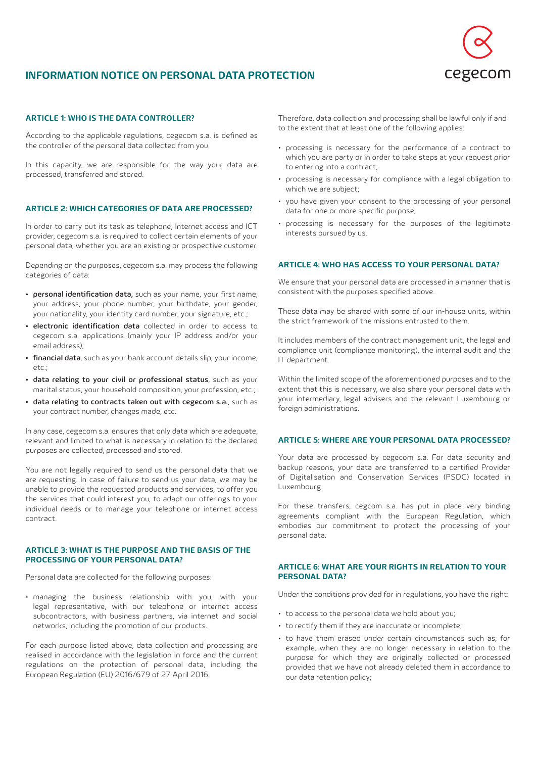# INFORMATION NOTICE ON PERSONAL DATA PROTECTION

cegecom

## ARTICLE 1: WHO IS THE DATA CONTROLLER?

According to the applicable regulations, cegecom s.a. is defined as the controller of the personal data collected from you.

In this capacity, we are responsible for the way your data are processed, transferred and stored.

## ARTICLE 2: WHICH CATEGORIES OF DATA ARE PROCESSED?

In order to carry out its task as telephone, Internet access and ICT provider, cegecom s.a. is required to collect certain elements of your personal data, whether you are an existing or prospective customer.

Depending on the purposes, cegecom s.a. may process the following categories of data:

- **personal identification data,** such as your name, your first name, your address, your phone number, your birthdate, your gender, your nationality, your identity card number, your signature, etc.;
- **electronic identification data** collected in order to access to cegecom s.a. applications (mainly your IP address and/or your email address);
- **financial data**, such as your bank account details slip, your income, etc.;
- **data relating to your civil or professional status**, such as your marital status, your household composition, your profession, etc.;
- **data relating to contracts taken out with cegecom s.a.**, such as your contract number, changes made, etc.

In any case, cegecom s.a. ensures that only data which are adequate, relevant and limited to what is necessary in relation to the declared purposes are collected, processed and stored.

You are not legally required to send us the personal data that we are requesting. In case of failure to send us your data, we may be unable to provide the requested products and services, to offer you the services that could interest you, to adapt our offerings to your individual needs or to manage your telephone or internet access contract.

## ARTICLE 3: WHAT IS THE PURPOSE AND THE BASIS OF THE PROCESSING OF YOUR PERSONAL DATA?

Personal data are collected for the following purposes:

- managing the business relationship with you, with your legal representative, with our telephone or internet access subcontractors, with business partners, via internet and social networks, including the promotion of our products.

For each purpose listed above, data collection and processing are realised in accordance with the legislation in force and the current regulations on the protection of personal data, including the European Regulation (EU) 2016/679 of 27 April 2016.

Therefore, data collection and processing shall be lawful only if and to the extent that at least one of the following applies:

- processing is necessary for the performance of a contract to which you are party or in order to take steps at your request prior to entering into a contract;
- processing is necessary for compliance with a legal obligation to which we are subject;
- you have given your consent to the processing of your personal data for one or more specific purpose;
- processing is necessary for the purposes of the legitimate interests pursued by us.

## ARTICLE 4: WHO HAS ACCESS TO YOUR PERSONAL DATA?

We ensure that your personal data are processed in a manner that is consistent with the purposes specified above.

These data may be shared with some of our in-house units, within the strict framework of the missions entrusted to them.

It includes members of the contract management unit, the legal and compliance unit (compliance monitoring), the internal audit and the IT department.

Within the limited scope of the aforementioned purposes and to the extent that this is necessary, we also share your personal data with your intermediary, legal advisers and the relevant Luxembourg or foreign administrations.

## ARTICLE 5: WHERE ARE YOUR PERSONAL DATA PROCESSED?

Your data are processed by cegecom s.a. For data security and backup reasons, your data are transferred to a certified Provider of Digitalisation and Conservation Services (PSDC) located in Luxembourg.

For these transfers, cegcom s.a. has put in place very binding agreements compliant with the European Regulation, which embodies our commitment to protect the processing of your personal data.

## ARTICLE 6: WHAT ARE YOUR RIGHTS IN RELATION TO YOUR PERSONAL DATA?

Under the conditions provided for in regulations, you have the right:

- to access to the personal data we hold about you;
- to rectify them if they are inaccurate or incomplete;
- to have them erased under certain circumstances such as, for example, when they are no longer necessary in relation to the purpose for which they are originally collected or processed provided that we have not already deleted them in accordance to our data retention policy;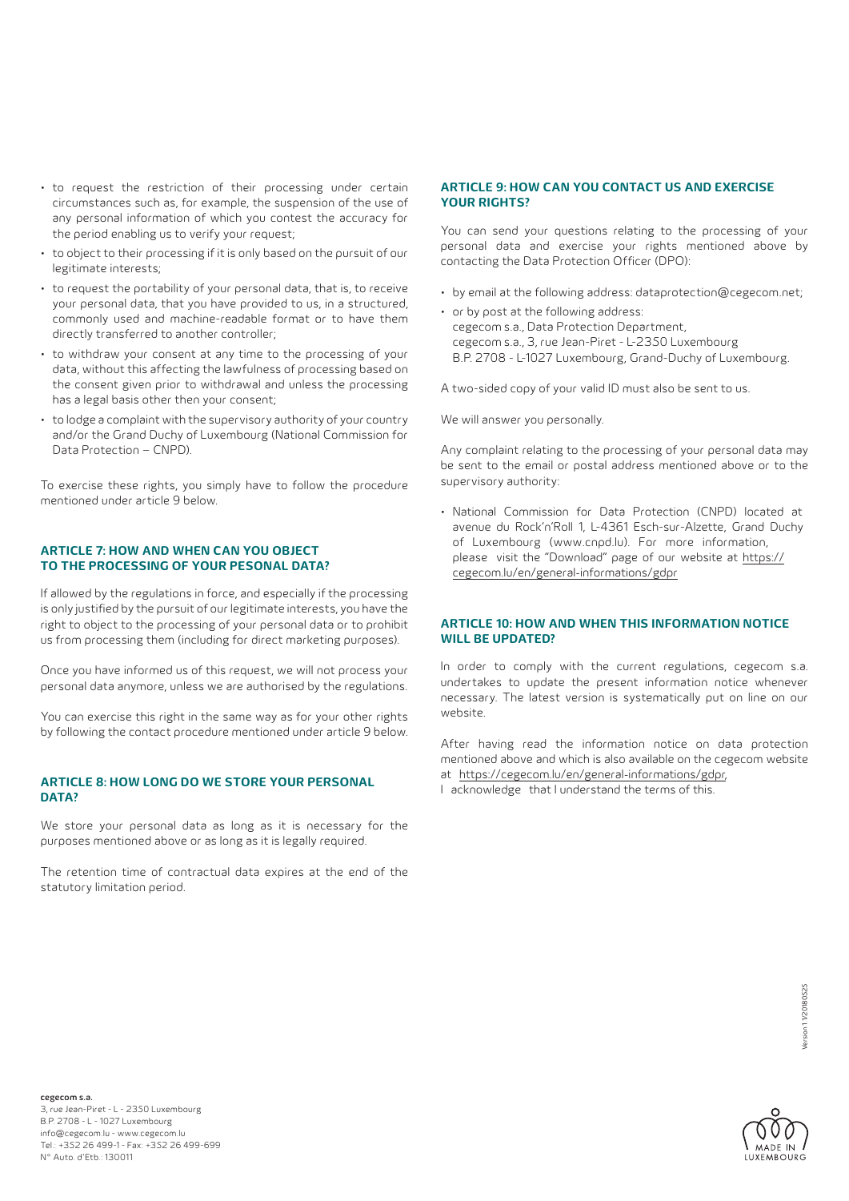- to request the restriction of their processing under certain circumstances such as, for example, the suspension of the use of any personal information of which you contest the accuracy for the period enabling us to verify your request;
- to object to their processing if it is only based on the pursuit of our legitimate interests;
- to request the portability of your personal data, that is, to receive your personal data, that you have provided to us, in a structured, commonly used and machine-readable format or to have them directly transferred to another controller;
- to withdraw your consent at any time to the processing of your data, without this affecting the lawfulness of processing based on the consent given prior to withdrawal and unless the processing has a legal basis other then your consent;
- to lodge a complaint with the supervisory authority of your country and/or the Grand Duchy of Luxembourg (National Commission for Data Protection – CNPD).

To exercise these rights, you simply have to follow the procedure mentioned under article 9 below.

## ARTICLE 7: HOW AND WHEN CAN YOU OBJECT TO THE PROCESSING OF YOUR PESONAL DATA?

If allowed by the regulations in force, and especially if the processing is only justified by the pursuit of our legitimate interests, you have the right to object to the processing of your personal data or to prohibit us from processing them (including for direct marketing purposes).

Once you have informed us of this request, we will not process your personal data anymore, unless we are authorised by the regulations.

You can exercise this right in the same way as for your other rights by following the contact procedure mentioned under article 9 below.

## ARTICLE 8: HOW LONG DO WE STORE YOUR PERSONAL DATA?

We store your personal data as long as it is necessary for the purposes mentioned above or as long as it is legally required.

The retention time of contractual data expires at the end of the statutory limitation period.

## ARTICLE 9: HOW CAN YOU CONTACT US AND EXERCISE YOUR RIGHTS?

You can send your questions relating to the processing of your personal data and exercise your rights mentioned above by contacting the Data Protection Officer (DPO):

- by email at the following address: dataprotection@cegecom.net;
- or by post at the following address:
  cegecom s.a., Data Protection Department,
  cegecom s.a., 3, rue Jean-Piret - L-2350 Luxembourg
  B.P. 2708 - L-1027 Luxembourg, Grand-Duchy of Luxembourg.

A two-sided copy of your valid ID must also be sent to us.

We will answer you personally.

Any complaint relating to the processing of your personal data may be sent to the email or postal address mentioned above or to the supervisory authority:

- National Commission for Data Protection (CNPD) located at avenue du Rock'n'Roll 1, L-4361 Esch-sur-Alzette, Grand Duchy of Luxembourg (www.cnpd.lu). For more information, please visit the "Download" page of our website at https://cegecom.lu/en/general-informations/gdpr

## ARTICLE 10: HOW AND WHEN THIS INFORMATION NOTICE WILL BE UPDATED?

In order to comply with the current regulations, cegecom s.a. undertakes to update the present information notice whenever necessary. The latest version is systematically put on line on our website.

After having read the information notice on data protection mentioned above and which is also available on the cegecom website at https://cegecom.lu/en/general-informations/gdpr,
I acknowledge that I understand the terms of this.

**cegecom s.a.**
3, rue Jean-Piret - L - 2350 Luxembourg
B.P. 2708 - L - 1027 Luxembourg
info@cegecom.lu - www.cegecom.lu
Tel.: +352 26 499-1 - Fax: +352 26 499-699
N° Auto. d'Etb.: 130011

Version 1.1/20180525

MADE IN LUXEMBOURG